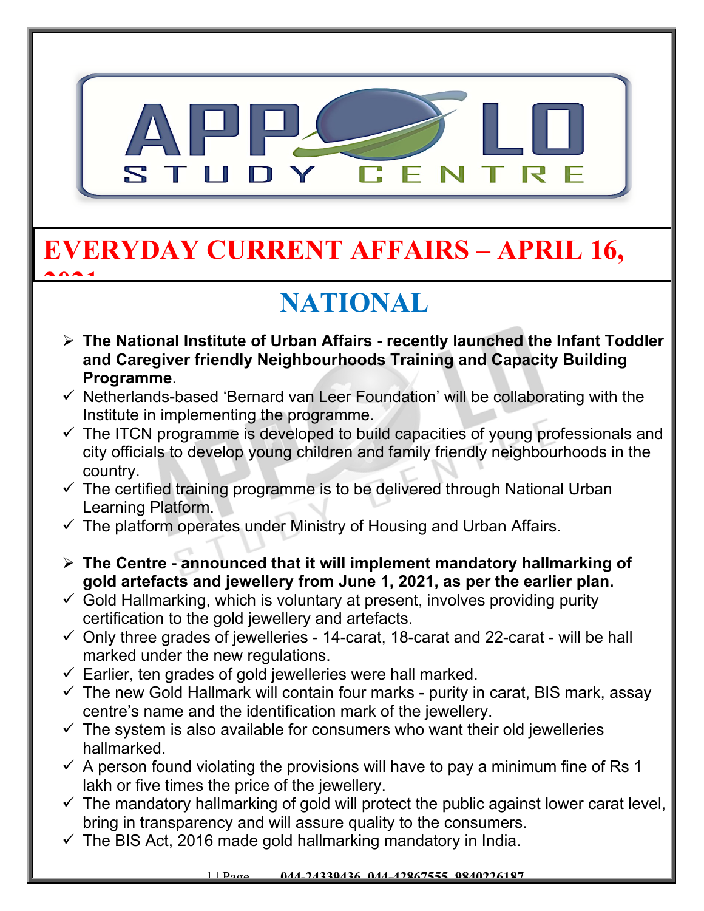# EVERYDAY CURRENT AFFAIRS – APRIL 16, 2021

## NATIONAL

- **The National Institute of Urban Affairs - recently launched the Infant Toddler and Caregiver friendly Neighbourhoods Training and Capacity Building Programme**.
  - Netherlands-based 'Bernard van Leer Foundation' will be collaborating with the Institute in implementing the programme.
  - The ITCN programme is developed to build capacities of young professionals and city officials to develop young children and family friendly neighbourhoods in the country.
  - The certified training programme is to be delivered through National Urban Learning Platform.
  - The platform operates under Ministry of Housing and Urban Affairs.

- **The Centre - announced that it will implement mandatory hallmarking of gold artefacts and jewellery from June 1, 2021, as per the earlier plan.**
  - Gold Hallmarking, which is voluntary at present, involves providing purity certification to the gold jewellery and artefacts.
  - Only three grades of jewelleries - 14-carat, 18-carat and 22-carat - will be hall marked under the new regulations.
  - Earlier, ten grades of gold jewelleries were hall marked.
  - The new Gold Hallmark will contain four marks - purity in carat, BIS mark, assay centre's name and the identification mark of the jewellery.
  - The system is also available for consumers who want their old jewelleries hallmarked.
  - A person found violating the provisions will have to pay a minimum fine of Rs 1 lakh or five times the price of the jewellery.
  - The mandatory hallmarking of gold will protect the public against lower carat level, bring in transparency and will assure quality to the consumers.
  - The BIS Act, 2016 made gold hallmarking mandatory in India.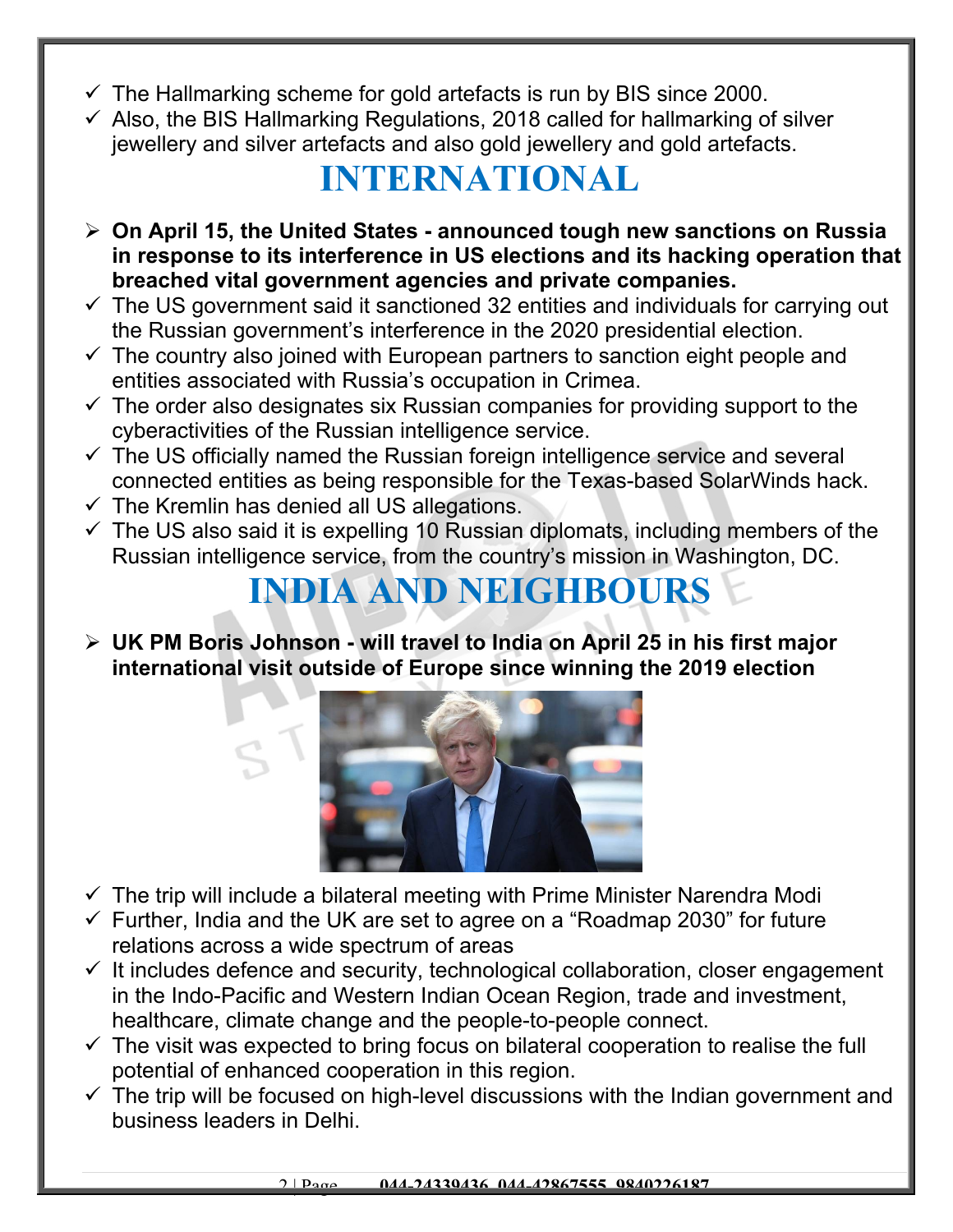- The Hallmarking scheme for gold artefacts is run by BIS since 2000.
- Also, the BIS Hallmarking Regulations, 2018 called for hallmarking of silver jewellery and silver artefacts and also gold jewellery and gold artefacts.

# INTERNATIONAL

- **On April 15, the United States - announced tough new sanctions on Russia in response to its interference in US elections and its hacking operation that breached vital government agencies and private companies.**
  - The US government said it sanctioned 32 entities and individuals for carrying out the Russian government's interference in the 2020 presidential election.
  - The country also joined with European partners to sanction eight people and entities associated with Russia's occupation in Crimea.
  - The order also designates six Russian companies for providing support to the cyberactivities of the Russian intelligence service.
  - The US officially named the Russian foreign intelligence service and several connected entities as being responsible for the Texas-based SolarWinds hack.
  - The Kremlin has denied all US allegations.
  - The US also said it is expelling 10 Russian diplomats, including members of the Russian intelligence service, from the country's mission in Washington, DC.

# INDIA AND NEIGHBOURS

- **UK PM Boris Johnson - will travel to India on April 25 in his first major international visit outside of Europe since winning the 2019 election**
  - The trip will include a bilateral meeting with Prime Minister Narendra Modi
  - Further, India and the UK are set to agree on a "Roadmap 2030" for future relations across a wide spectrum of areas
  - It includes defence and security, technological collaboration, closer engagement in the Indo-Pacific and Western Indian Ocean Region, trade and investment, healthcare, climate change and the people-to-people connect.
  - The visit was expected to bring focus on bilateral cooperation to realise the full potential of enhanced cooperation in this region.
  - The trip will be focused on high-level discussions with the Indian government and business leaders in Delhi.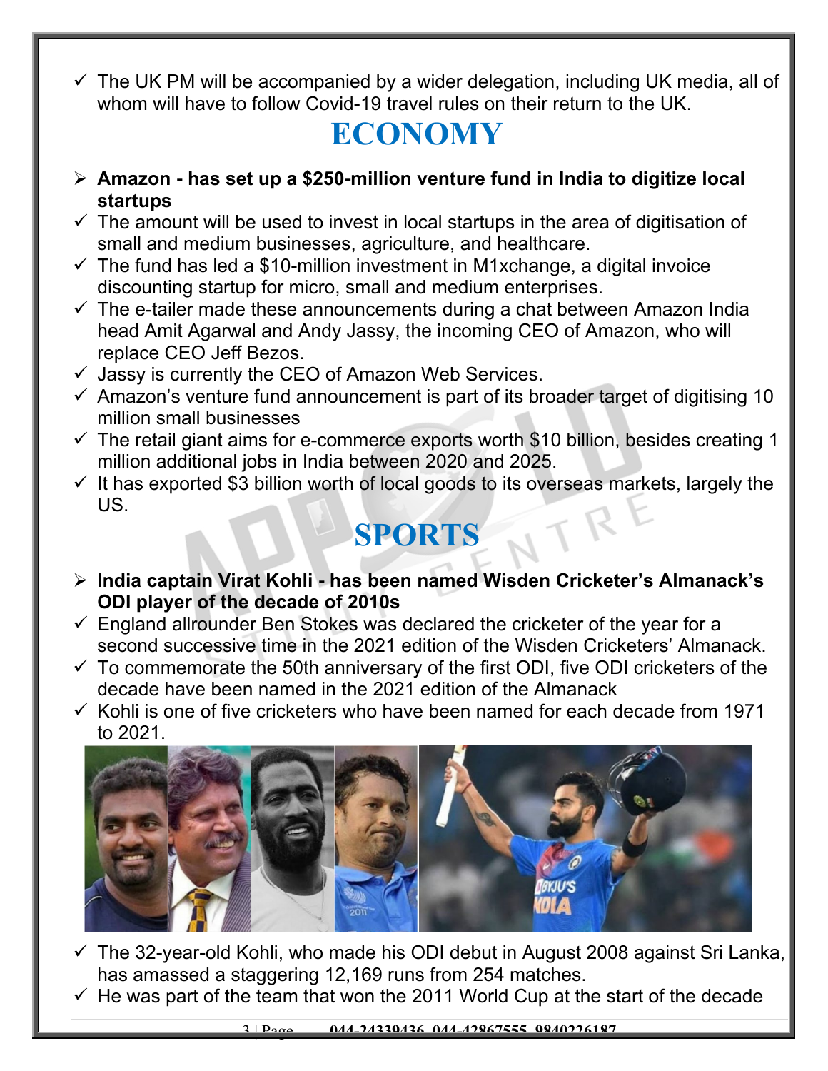- The UK PM will be accompanied by a wider delegation, including UK media, all of whom will have to follow Covid-19 travel rules on their return to the UK.

# ECONOMY

- **Amazon - has set up a $250-million venture fund in India to digitize local startups**
- The amount will be used to invest in local startups in the area of digitisation of small and medium businesses, agriculture, and healthcare.
- The fund has led a $10-million investment in M1xchange, a digital invoice discounting startup for micro, small and medium enterprises.
- The e-tailer made these announcements during a chat between Amazon India head Amit Agarwal and Andy Jassy, the incoming CEO of Amazon, who will replace CEO Jeff Bezos.
- Jassy is currently the CEO of Amazon Web Services.
- Amazon's venture fund announcement is part of its broader target of digitising 10 million small businesses
- The retail giant aims for e-commerce exports worth $10 billion, besides creating 1 million additional jobs in India between 2020 and 2025.
- It has exported $3 billion worth of local goods to its overseas markets, largely the US.

# SPORTS

- **India captain Virat Kohli - has been named Wisden Cricketer's Almanack's ODI player of the decade of 2010s**
- England allrounder Ben Stokes was declared the cricketer of the year for a second successive time in the 2021 edition of the Wisden Cricketers' Almanack.
- To commemorate the 50th anniversary of the first ODI, five ODI cricketers of the decade have been named in the 2021 edition of the Almanack
- Kohli is one of five cricketers who have been named for each decade from 1971 to 2021.
- The 32-year-old Kohli, who made his ODI debut in August 2008 against Sri Lanka, has amassed a staggering 12,169 runs from 254 matches.
- He was part of the team that won the 2011 World Cup at the start of the decade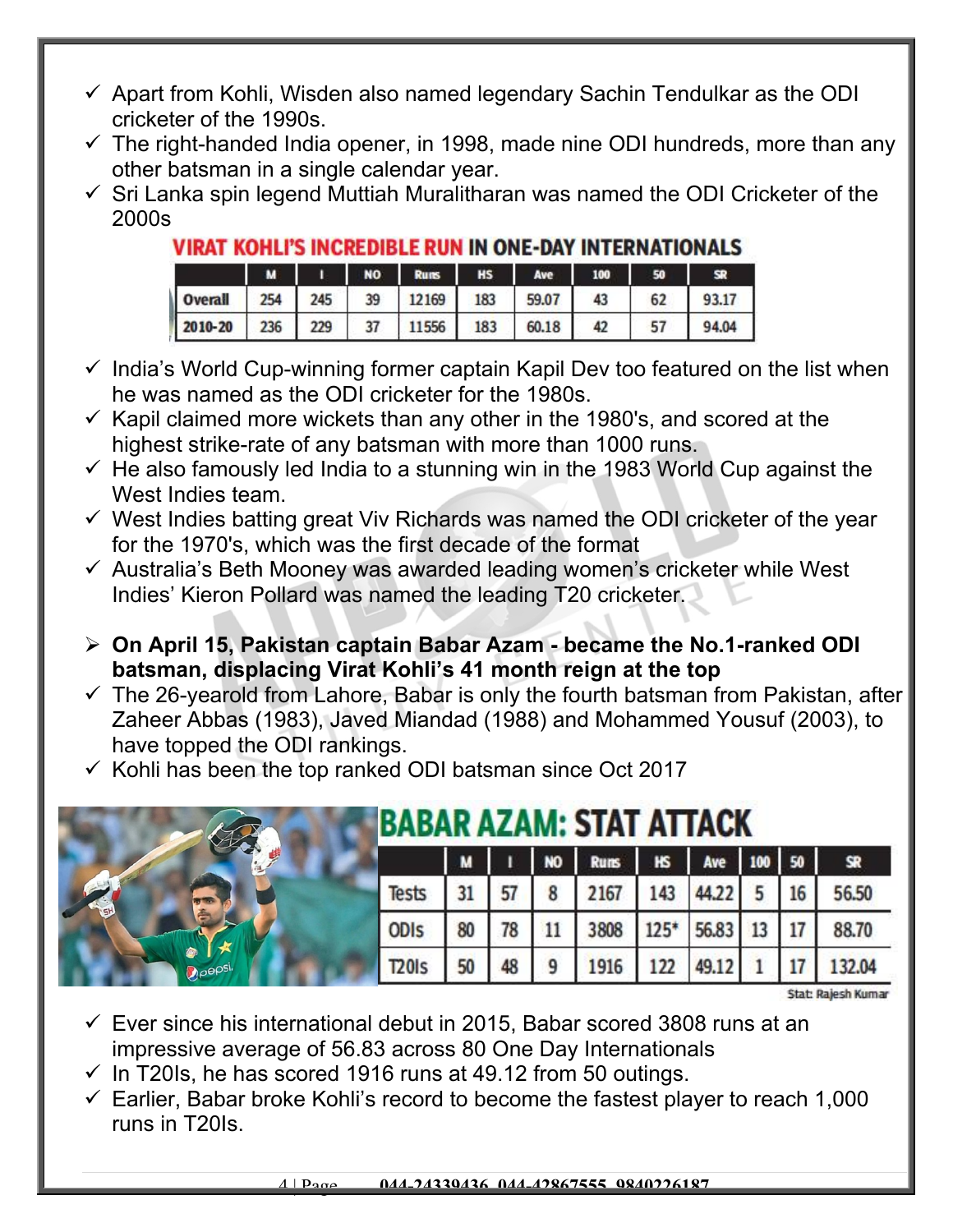- ✓ Apart from Kohli, Wisden also named legendary Sachin Tendulkar as the ODI cricketer of the 1990s.
- ✓ The right-handed India opener, in 1998, made nine ODI hundreds, more than any other batsman in a single calendar year.
- ✓ Sri Lanka spin legend Muttiah Muralitharan was named the ODI Cricketer of the 2000s

**VIRAT KOHLI'S INCREDIBLE RUN IN ONE-DAY INTERNATIONALS**

| | M | I | NO | Runs | HS | Ave | 100 | 50 | SR |
|---|---|---|---|---|---|---|---|---|---|
| Overall | 254 | 245 | 39 | 12169 | 183 | 59.07 | 43 | 62 | 93.17 |
| 2010-20 | 236 | 229 | 37 | 11556 | 183 | 60.18 | 42 | 57 | 94.04 |

- ✓ India's World Cup-winning former captain Kapil Dev too featured on the list when he was named as the ODI cricketer for the 1980s.
- ✓ Kapil claimed more wickets than any other in the 1980's, and scored at the highest strike-rate of any batsman with more than 1000 runs.
- ✓ He also famously led India to a stunning win in the 1983 World Cup against the West Indies team.
- ✓ West Indies batting great Viv Richards was named the ODI cricketer of the year for the 1970's, which was the first decade of the format
- ✓ Australia's Beth Mooney was awarded leading women's cricketer while West Indies' Kieron Pollard was named the leading T20 cricketer.

- ➢ **On April 15, Pakistan captain Babar Azam - became the No.1-ranked ODI batsman, displacing Virat Kohli's 41 month reign at the top**
- ✓ The 26-yearold from Lahore, Babar is only the fourth batsman from Pakistan, after Zaheer Abbas (1983), Javed Miandad (1988) and Mohammed Yousuf (2003), to have topped the ODI rankings.
- ✓ Kohli has been the top ranked ODI batsman since Oct 2017

**BABAR AZAM: STAT ATTACK**

| | M | I | NO | Runs | HS | Ave | 100 | 50 | SR |
|---|---|---|---|---|---|---|---|---|---|
| Tests | 31 | 57 | 8 | 2167 | 143 | 44.22 | 5 | 16 | 56.50 |
| ODIs | 80 | 78 | 11 | 3808 | 125* | 56.83 | 13 | 17 | 88.70 |
| T20Is | 50 | 48 | 9 | 1916 | 122 | 49.12 | 1 | 17 | 132.04 |

Stat: Rajesh Kumar

- ✓ Ever since his international debut in 2015, Babar scored 3808 runs at an impressive average of 56.83 across 80 One Day Internationals
- ✓ In T20Is, he has scored 1916 runs at 49.12 from 50 outings.
- ✓ Earlier, Babar broke Kohli's record to become the fastest player to reach 1,000 runs in T20Is.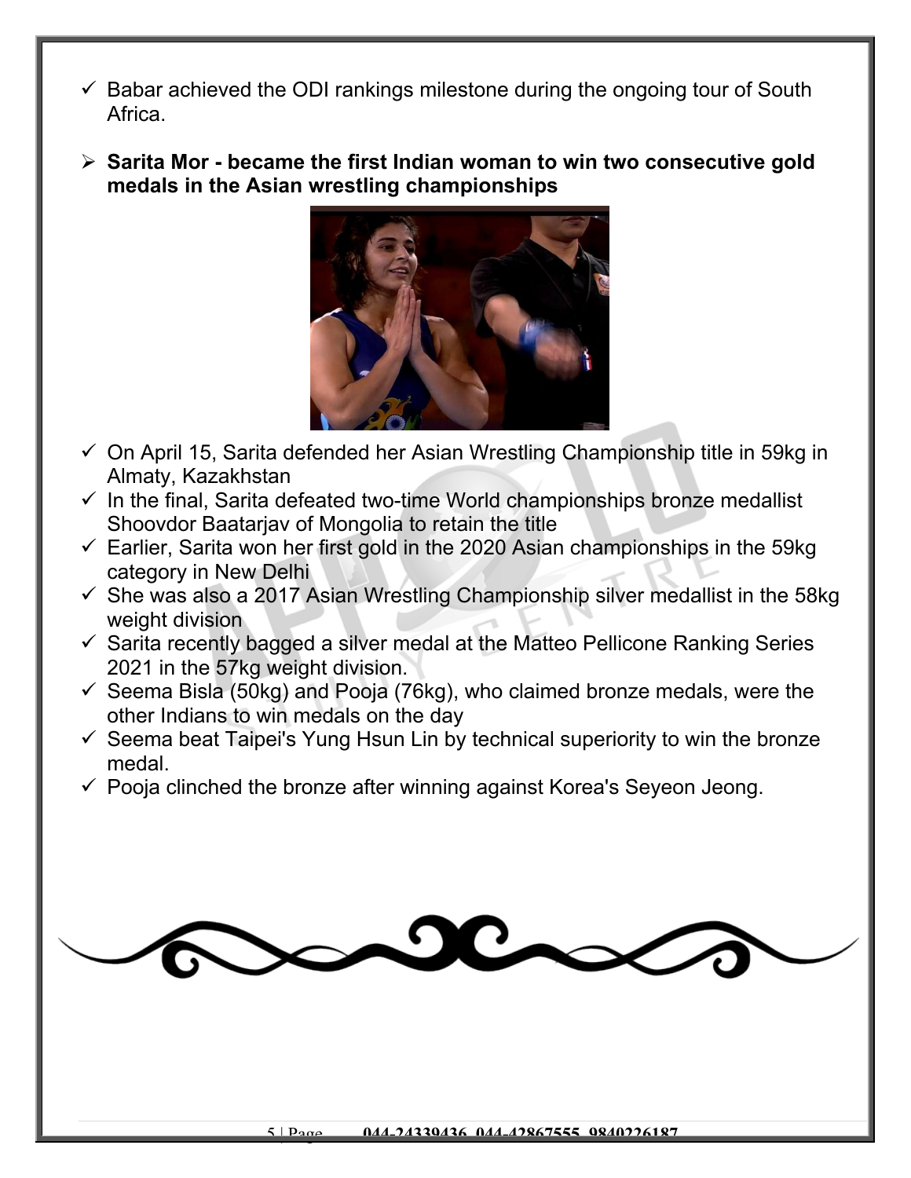- Babar achieved the ODI rankings milestone during the ongoing tour of South Africa.

- **Sarita Mor - became the first Indian woman to win two consecutive gold medals in the Asian wrestling championships**

- On April 15, Sarita defended her Asian Wrestling Championship title in 59kg in Almaty, Kazakhstan
- In the final, Sarita defeated two-time World championships bronze medallist Shoovdor Baatarjav of Mongolia to retain the title
- Earlier, Sarita won her first gold in the 2020 Asian championships in the 59kg category in New Delhi
- She was also a 2017 Asian Wrestling Championship silver medallist in the 58kg weight division
- Sarita recently bagged a silver medal at the Matteo Pellicone Ranking Series 2021 in the 57kg weight division.
- Seema Bisla (50kg) and Pooja (76kg), who claimed bronze medals, were the other Indians to win medals on the day
- Seema beat Taipei's Yung Hsun Lin by technical superiority to win the bronze medal.
- Pooja clinched the bronze after winning against Korea's Seyeon Jeong.